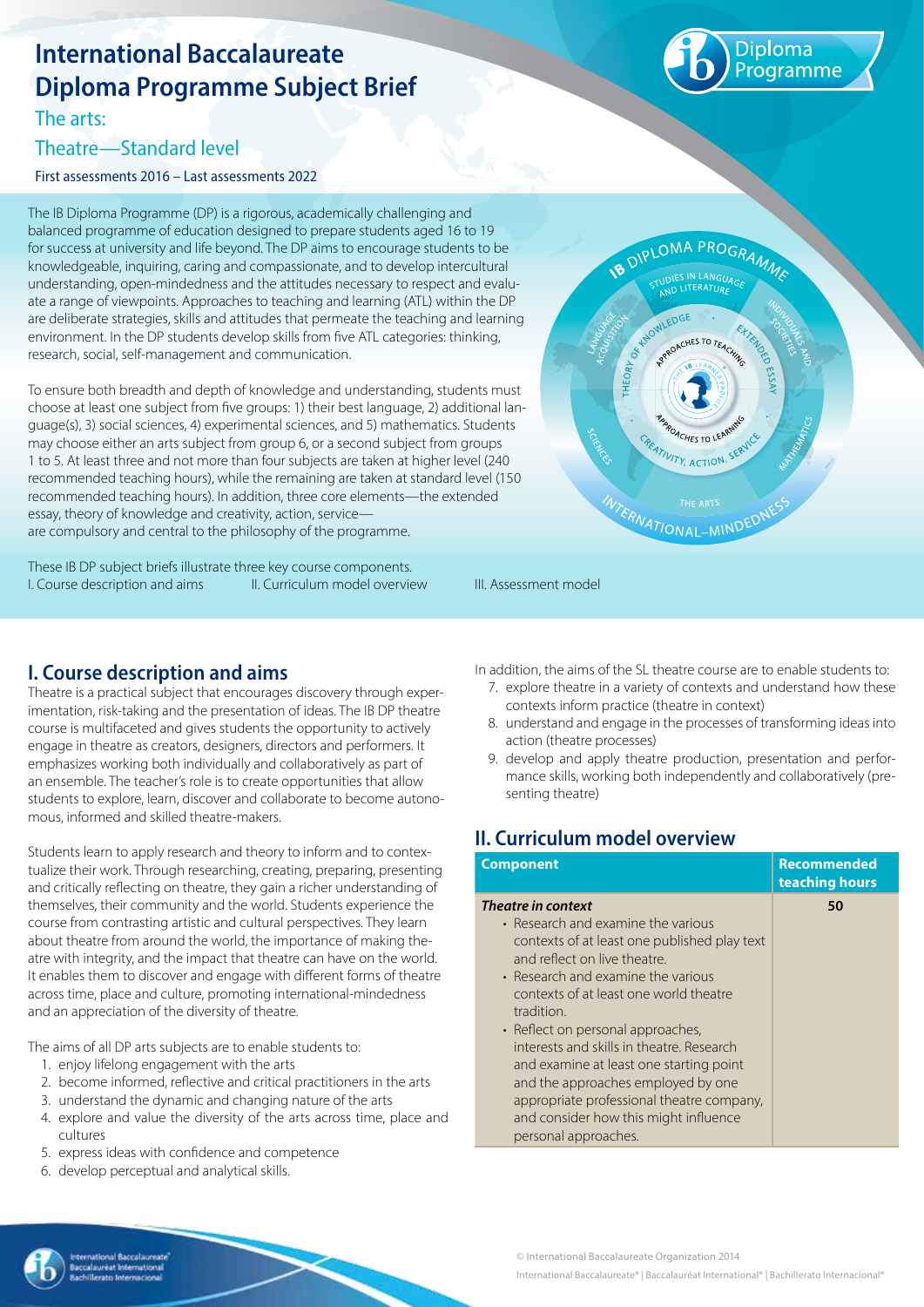# International Baccalaureate Diploma Programme Subject Brief

## The arts:

## Theatre—Standard level

First assessments 2016 – Last assessments 2022

The IB Diploma Programme (DP) is a rigorous, academically challenging and balanced programme of education designed to prepare students aged 16 to 19 for success at university and life beyond. The DP aims to encourage students to be knowledgeable, inquiring, caring and compassionate, and to develop intercultural understanding, open-mindedness and the attitudes necessary to respect and evaluate a range of viewpoints. Approaches to teaching and learning (ATL) within the DP are deliberate strategies, skills and attitudes that permeate the teaching and learning environment. In the DP students develop skills from five ATL categories: thinking, research, social, self-management and communication.

To ensure both breadth and depth of knowledge and understanding, students must choose at least one subject from five groups: 1) their best language, 2) additional language(s), 3) social sciences, 4) experimental sciences, and 5) mathematics. Students may choose either an arts subject from group 6, or a second subject from groups 1 to 5. At least three and not more than four subjects are taken at higher level (240 recommended teaching hours), while the remaining are taken at standard level (150 recommended teaching hours). In addition, three core elements—the extended essay, theory of knowledge and creativity, action, service—are compulsory and central to the philosophy of the programme.

These IB DP subject briefs illustrate three key course components.
I. Course description and aims II. Curriculum model overview III. Assessment model

## I. Course description and aims

Theatre is a practical subject that encourages discovery through experimentation, risk-taking and the presentation of ideas. The IB DP theatre course is multifaceted and gives students the opportunity to actively engage in theatre as creators, designers, directors and performers. It emphasizes working both individually and collaboratively as part of an ensemble. The teacher's role is to create opportunities that allow students to explore, learn, discover and collaborate to become autonomous, informed and skilled theatre-makers.

Students learn to apply research and theory to inform and to contextualize their work. Through researching, creating, preparing, presenting and critically reflecting on theatre, they gain a richer understanding of themselves, their community and the world. Students experience the course from contrasting artistic and cultural perspectives. They learn about theatre from around the world, the importance of making theatre with integrity, and the impact that theatre can have on the world. It enables them to discover and engage with different forms of theatre across time, place and culture, promoting international-mindedness and an appreciation of the diversity of theatre.

The aims of all DP arts subjects are to enable students to:

1. enjoy lifelong engagement with the arts
2. become informed, reflective and critical practitioners in the arts
3. understand the dynamic and changing nature of the arts
4. explore and value the diversity of the arts across time, place and cultures
5. express ideas with confidence and competence
6. develop perceptual and analytical skills.

In addition, the aims of the SL theatre course are to enable students to:

7. explore theatre in a variety of contexts and understand how these contexts inform practice (theatre in context)
8. understand and engage in the processes of transforming ideas into action (theatre processes)
9. develop and apply theatre production, presentation and performance skills, working both independently and collaboratively (presenting theatre)

## II. Curriculum model overview

| Component | Recommended teaching hours |
|---|---|
| ***Theatre in context***<br>• Research and examine the various contexts of at least one published play text and reflect on live theatre.<br>• Research and examine the various contexts of at least one world theatre tradition.<br>• Reflect on personal approaches, interests and skills in theatre. Research and examine at least one starting point and the approaches employed by one appropriate professional theatre company, and consider how this might influence personal approaches. | 50 |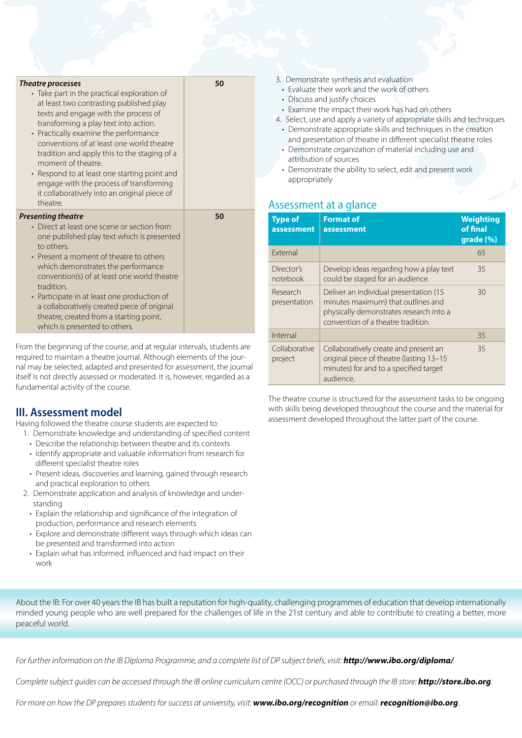| | |
|---|---|
| ***Theatre processes*** <br>• Take part in the practical exploration of at least two contrasting published play texts and engage with the process of transforming a play text into action.<br>• Practically examine the performance conventions of at least one world theatre tradition and apply this to the staging of a moment of theatre.<br>• Respond to at least one starting point and engage with the process of transforming it collaboratively into an original piece of theatre. | 50 |
| ***Presenting theatre*** <br>• Direct at least one scene or section from one published play text which is presented to others.<br>• Present a moment of theatre to others which demonstrates the performance convention(s) of at least one world theatre tradition.<br>• Participate in at least one production of a collaboratively created piece of original theatre, created from a starting point, which is presented to others. | 50 |

From the beginning of the course, and at regular intervals, students are required to maintain a theatre journal. Although elements of the journal may be selected, adapted and presented for assessment, the journal itself is not directly assessed or moderated. It is, however, regarded as a fundamental activity of the course.

## III. Assessment model

Having followed the theatre course students are expected to:

1. Demonstrate knowledge and understanding of specified content
   - Describe the relationship between theatre and its contexts
   - Identify appropriate and valuable information from research for different specialist theatre roles
   - Present ideas, discoveries and learning, gained through research and practical exploration to others
2. Demonstrate application and analysis of knowledge and understanding
   - Explain the relationship and significance of the integration of production, performance and research elements
   - Explore and demonstrate different ways through which ideas can be presented and transformed into action
   - Explain what has informed, influenced and had impact on their work
3. Demonstrate synthesis and evaluation
   - Evaluate their work and the work of others
   - Discuss and justify choices
   - Examine the impact their work has had on others
4. Select, use and apply a variety of appropriate skills and techniques
   - Demonstrate appropriate skills and techniques in the creation and presentation of theatre in different specialist theatre roles
   - Demonstrate organization of material including use and attribution of sources
   - Demonstrate the ability to select, edit and present work appropriately

## Assessment at a glance

| Type of assessment | Format of assessment | Weighting of final grade (%) |
|---|---|---|
| External | | 65 |
| Director's notebook | Develop ideas regarding how a play text could be staged for an audience. | 35 |
| Research presentation | Deliver an individual presentation (15 minutes maximum) that outlines and physically demonstrates research into a convention of a theatre tradition. | 30 |
| Internal | | 35 |
| Collaborative project | Collaboratively create and present an original piece of theatre (lasting 13–15 minutes) for and to a specified target audience. | 35 |

The theatre course is structured for the assessment tasks to be ongoing with skills being developed throughout the course and the material for assessment developed throughout the latter part of the course.

About the IB: For over 40 years the IB has built a reputation for high-quality, challenging programmes of education that develop internationally minded young people who are well prepared for the challenges of life in the 21st century and able to contribute to creating a better, more peaceful world.

*For further information on the IB Diploma Programme, and a complete list of DP subject briefs, visit:* ***http://www.ibo.org/diploma/****.*

*Complete subject guides can be accessed through the IB online curriculum centre (OCC) or purchased through the IB store:* ***http://store.ibo.org****.*

*For more on how the DP prepares students for success at university, visit:* ***www.ibo.org/recognition*** *or email:* ***recognition@ibo.org****.*